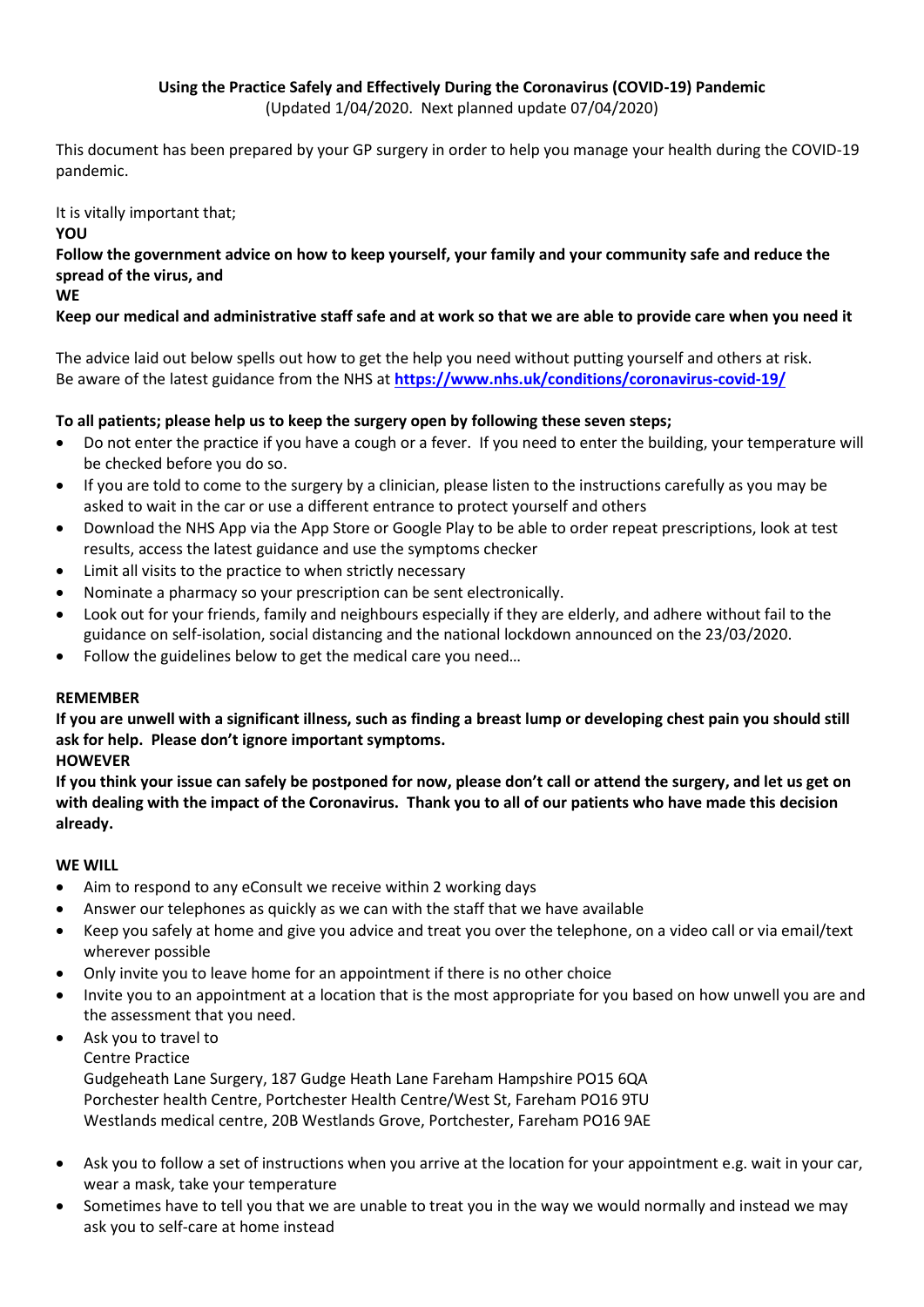**Using the Practice Safely and Effectively During the Coronavirus (COVID-19) Pandemic**
(Updated 1/04/2020. Next planned update 07/04/2020)

This document has been prepared by your GP surgery in order to help you manage your health during the COVID-19 pandemic.

It is vitally important that;
**YOU**
**Follow the government advice on how to keep yourself, your family and your community safe and reduce the spread of the virus, and**
**WE**
**Keep our medical and administrative staff safe and at work so that we are able to provide care when you need it**

The advice laid out below spells out how to get the help you need without putting yourself and others at risk.
Be aware of the latest guidance from the NHS at **https://www.nhs.uk/conditions/coronavirus-covid-19/**

**To all patients; please help us to keep the surgery open by following these seven steps;**

- Do not enter the practice if you have a cough or a fever. If you need to enter the building, your temperature will be checked before you do so.
- If you are told to come to the surgery by a clinician, please listen to the instructions carefully as you may be asked to wait in the car or use a different entrance to protect yourself and others
- Download the NHS App via the App Store or Google Play to be able to order repeat prescriptions, look at test results, access the latest guidance and use the symptoms checker
- Limit all visits to the practice to when strictly necessary
- Nominate a pharmacy so your prescription can be sent electronically.
- Look out for your friends, family and neighbours especially if they are elderly, and adhere without fail to the guidance on self-isolation, social distancing and the national lockdown announced on the 23/03/2020.
- Follow the guidelines below to get the medical care you need…

**REMEMBER**
**If you are unwell with a significant illness, such as finding a breast lump or developing chest pain you should still ask for help. Please don't ignore important symptoms.**
**HOWEVER**
**If you think your issue can safely be postponed for now, please don't call or attend the surgery, and let us get on with dealing with the impact of the Coronavirus. Thank you to all of our patients who have made this decision already.**

**WE WILL**

- Aim to respond to any eConsult we receive within 2 working days
- Answer our telephones as quickly as we can with the staff that we have available
- Keep you safely at home and give you advice and treat you over the telephone, on a video call or via email/text wherever possible
- Only invite you to leave home for an appointment if there is no other choice
- Invite you to an appointment at a location that is the most appropriate for you based on how unwell you are and the assessment that you need.
- Ask you to travel to
  Centre Practice
  Gudgeheath Lane Surgery, 187 Gudge Heath Lane Fareham Hampshire PO15 6QA
  Porchester health Centre, Portchester Health Centre/West St, Fareham PO16 9TU
  Westlands medical centre, 20B Westlands Grove, Portchester, Fareham PO16 9AE
- Ask you to follow a set of instructions when you arrive at the location for your appointment e.g. wait in your car, wear a mask, take your temperature
- Sometimes have to tell you that we are unable to treat you in the way we would normally and instead we may ask you to self-care at home instead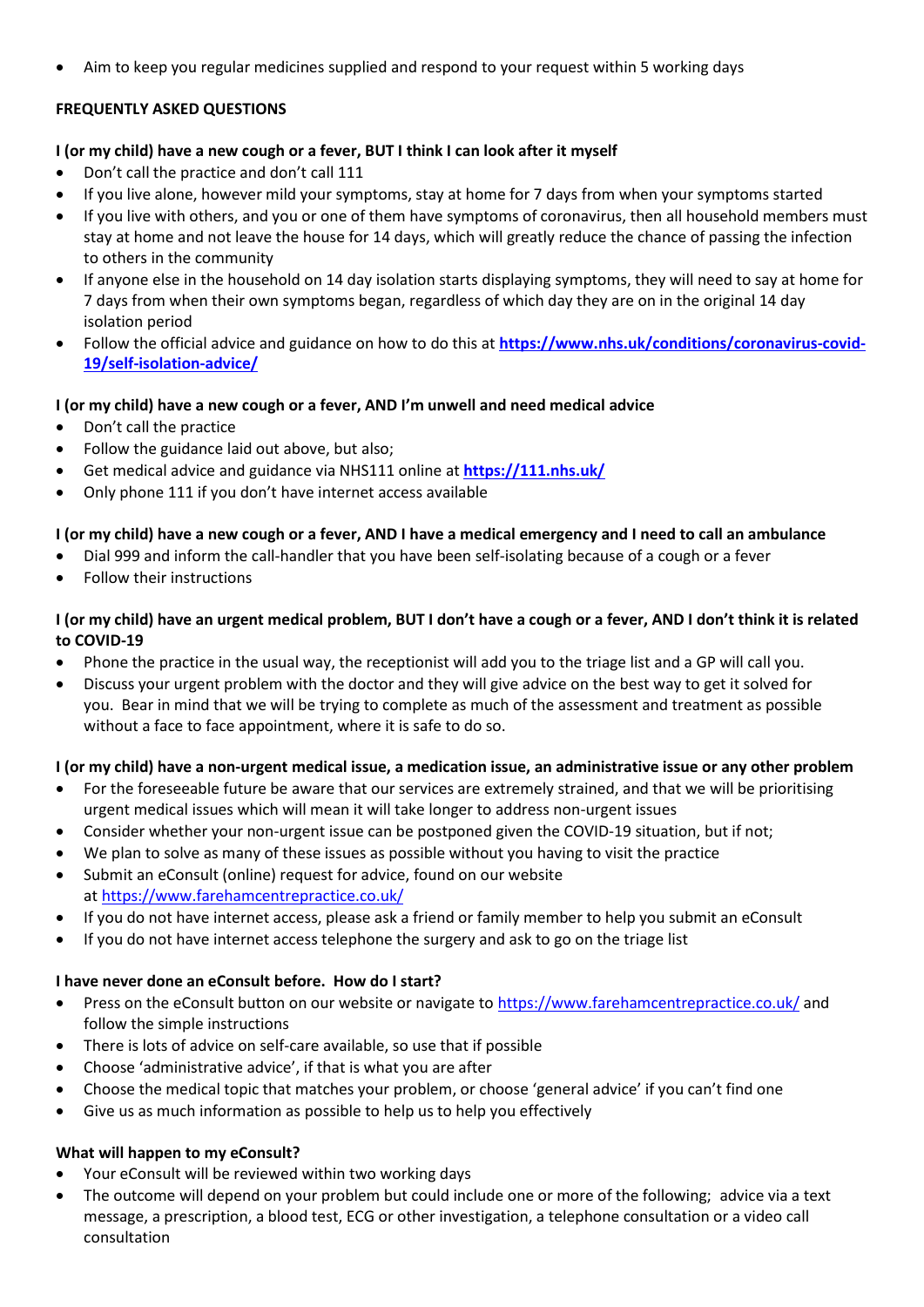- Aim to keep you regular medicines supplied and respond to your request within 5 working days

**FREQUENTLY ASKED QUESTIONS**

**I (or my child) have a new cough or a fever, BUT I think I can look after it myself**

- Don't call the practice and don't call 111
- If you live alone, however mild your symptoms, stay at home for 7 days from when your symptoms started
- If you live with others, and you or one of them have symptoms of coronavirus, then all household members must stay at home and not leave the house for 14 days, which will greatly reduce the chance of passing the infection to others in the community
- If anyone else in the household on 14 day isolation starts displaying symptoms, they will need to say at home for 7 days from when their own symptoms began, regardless of which day they are on in the original 14 day isolation period
- Follow the official advice and guidance on how to do this at **https://www.nhs.uk/conditions/coronavirus-covid-19/self-isolation-advice/**

**I (or my child) have a new cough or a fever, AND I'm unwell and need medical advice**

- Don't call the practice
- Follow the guidance laid out above, but also;
- Get medical advice and guidance via NHS111 online at **https://111.nhs.uk/**
- Only phone 111 if you don't have internet access available

**I (or my child) have a new cough or a fever, AND I have a medical emergency and I need to call an ambulance**

- Dial 999 and inform the call-handler that you have been self-isolating because of a cough or a fever
- Follow their instructions

**I (or my child) have an urgent medical problem, BUT I don't have a cough or a fever, AND I don't think it is related to COVID-19**

- Phone the practice in the usual way, the receptionist will add you to the triage list and a GP will call you.
- Discuss your urgent problem with the doctor and they will give advice on the best way to get it solved for you. Bear in mind that we will be trying to complete as much of the assessment and treatment as possible without a face to face appointment, where it is safe to do so.

**I (or my child) have a non-urgent medical issue, a medication issue, an administrative issue or any other problem**

- For the foreseeable future be aware that our services are extremely strained, and that we will be prioritising urgent medical issues which will mean it will take longer to address non-urgent issues
- Consider whether your non-urgent issue can be postponed given the COVID-19 situation, but if not;
- We plan to solve as many of these issues as possible without you having to visit the practice
- Submit an eConsult (online) request for advice, found on our website at https://www.farehamcentrepractice.co.uk/
- If you do not have internet access, please ask a friend or family member to help you submit an eConsult
- If you do not have internet access telephone the surgery and ask to go on the triage list

**I have never done an eConsult before. How do I start?**

- Press on the eConsult button on our website or navigate to https://www.farehamcentrepractice.co.uk/ and follow the simple instructions
- There is lots of advice on self-care available, so use that if possible
- Choose 'administrative advice', if that is what you are after
- Choose the medical topic that matches your problem, or choose 'general advice' if you can't find one
- Give us as much information as possible to help us to help you effectively

**What will happen to my eConsult?**

- Your eConsult will be reviewed within two working days
- The outcome will depend on your problem but could include one or more of the following; advice via a text message, a prescription, a blood test, ECG or other investigation, a telephone consultation or a video call consultation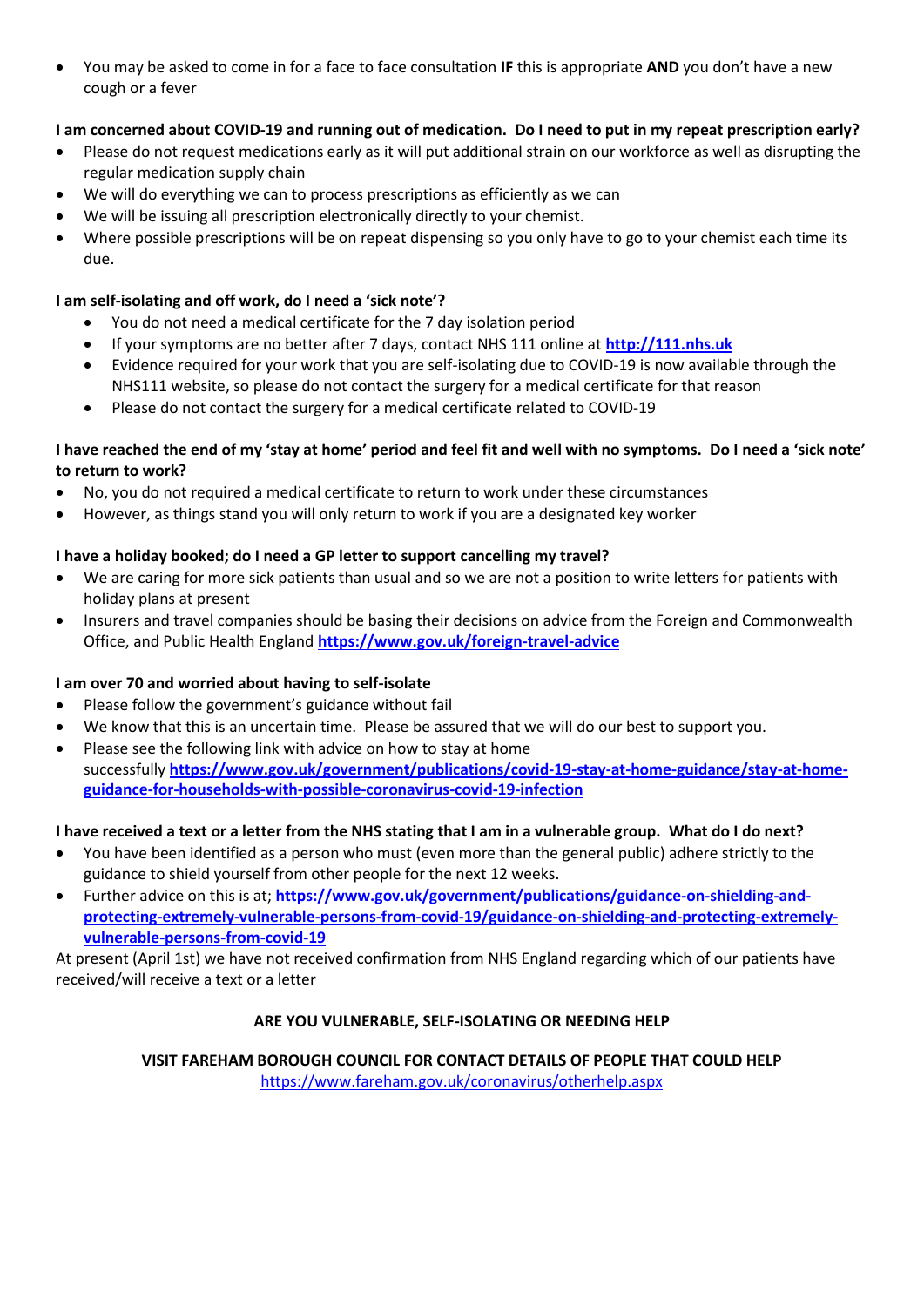- You may be asked to come in for a face to face consultation **IF** this is appropriate **AND** you don't have a new cough or a fever

**I am concerned about COVID-19 and running out of medication. Do I need to put in my repeat prescription early?**

- Please do not request medications early as it will put additional strain on our workforce as well as disrupting the regular medication supply chain
- We will do everything we can to process prescriptions as efficiently as we can
- We will be issuing all prescription electronically directly to your chemist.
- Where possible prescriptions will be on repeat dispensing so you only have to go to your chemist each time its due.

**I am self-isolating and off work, do I need a 'sick note'?**

- You do not need a medical certificate for the 7 day isolation period
- If your symptoms are no better after 7 days, contact NHS 111 online at **http://111.nhs.uk**
- Evidence required for your work that you are self-isolating due to COVID-19 is now available through the NHS111 website, so please do not contact the surgery for a medical certificate for that reason
- Please do not contact the surgery for a medical certificate related to COVID-19

**I have reached the end of my 'stay at home' period and feel fit and well with no symptoms. Do I need a 'sick note' to return to work?**

- No, you do not required a medical certificate to return to work under these circumstances
- However, as things stand you will only return to work if you are a designated key worker

**I have a holiday booked; do I need a GP letter to support cancelling my travel?**

- We are caring for more sick patients than usual and so we are not a position to write letters for patients with holiday plans at present
- Insurers and travel companies should be basing their decisions on advice from the Foreign and Commonwealth Office, and Public Health England **https://www.gov.uk/foreign-travel-advice**

**I am over 70 and worried about having to self-isolate**

- Please follow the government's guidance without fail
- We know that this is an uncertain time. Please be assured that we will do our best to support you.
- Please see the following link with advice on how to stay at home successfully **https://www.gov.uk/government/publications/covid-19-stay-at-home-guidance/stay-at-home-guidance-for-households-with-possible-coronavirus-covid-19-infection**

**I have received a text or a letter from the NHS stating that I am in a vulnerable group. What do I do next?**

- You have been identified as a person who must (even more than the general public) adhere strictly to the guidance to shield yourself from other people for the next 12 weeks.
- Further advice on this is at; **https://www.gov.uk/government/publications/guidance-on-shielding-and-protecting-extremely-vulnerable-persons-from-covid-19/guidance-on-shielding-and-protecting-extremely-vulnerable-persons-from-covid-19**

At present (April 1st) we have not received confirmation from NHS England regarding which of our patients have received/will receive a text or a letter

**ARE YOU VULNERABLE, SELF-ISOLATING OR NEEDING HELP**

**VISIT FAREHAM BOROUGH COUNCIL FOR CONTACT DETAILS OF PEOPLE THAT COULD HELP**
https://www.fareham.gov.uk/coronavirus/otherhelp.aspx